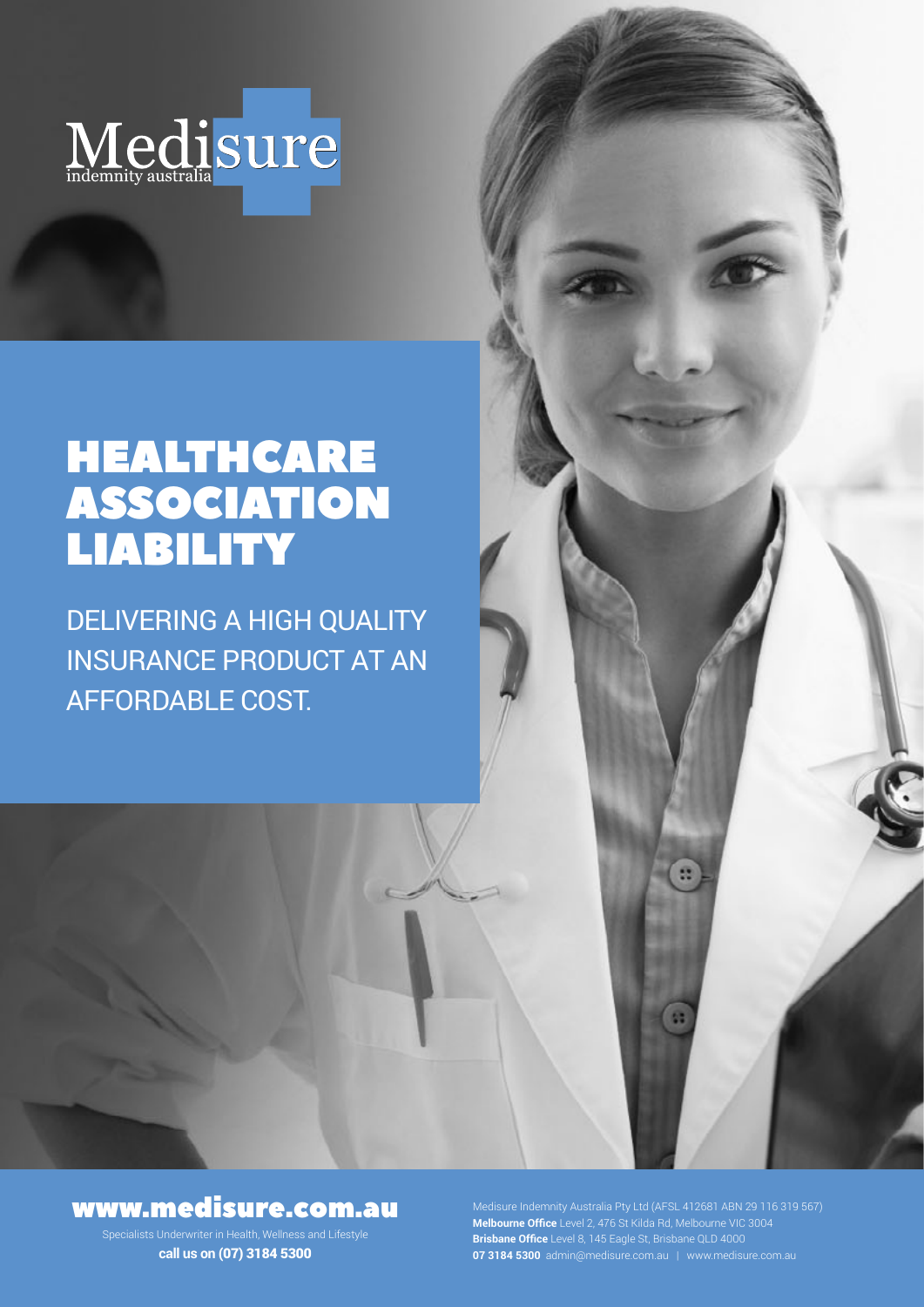Medisure
indemnity australia

# HEALTHCARE ASSOCIATION LIABILITY

DELIVERING A HIGH QUALITY INSURANCE PRODUCT AT AN AFFORDABLE COST.

## www.medisure.com.au

Specialists Underwriter in Health, Wellness and Lifestyle

**call us on (07) 3184 5300**

Medisure Indemnity Australia Pty Ltd (AFSL 412681 ABN 29 116 319 567)
**Melbourne Office** Level 2, 476 St Kilda Rd, Melbourne VIC 3004
**Brisbane Office** Level 8, 145 Eagle St, Brisbane QLD 4000
**07 3184 5300** admin@medisure.com.au | www.medisure.com.au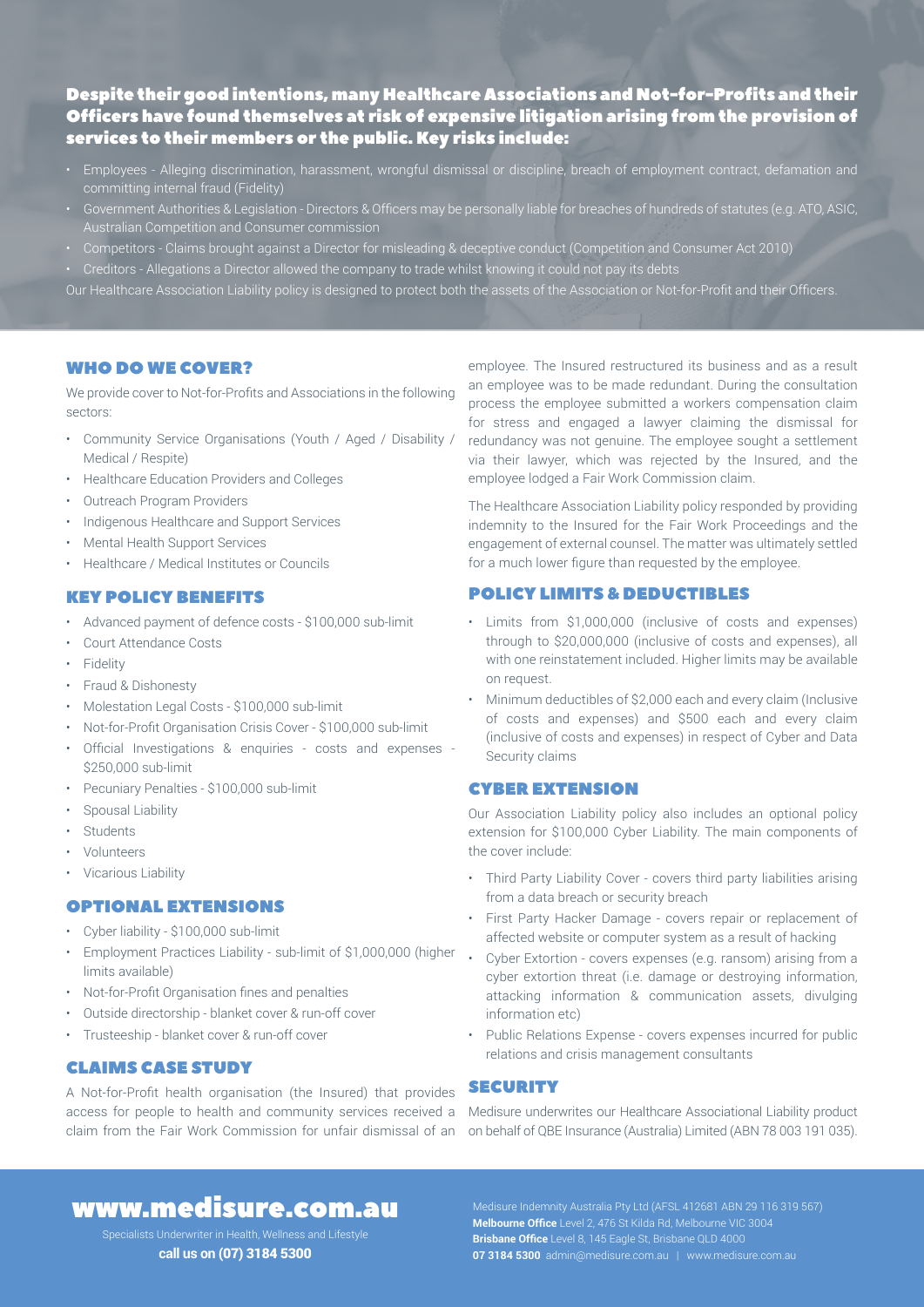## Despite their good intentions, many Healthcare Associations and Not-for-Profits and their Officers have found themselves at risk of expensive litigation arising from the provision of services to their members or the public. Key risks include:

- Employees - Alleging discrimination, harassment, wrongful dismissal or discipline, breach of employment contract, defamation and committing internal fraud (Fidelity)
- Government Authorities & Legislation - Directors & Officers may be personally liable for breaches of hundreds of statutes (e.g. ATO, ASIC, Australian Competition and Consumer commission
- Competitors - Claims brought against a Director for misleading & deceptive conduct (Competition and Consumer Act 2010)
- Creditors - Allegations a Director allowed the company to trade whilst knowing it could not pay its debts

Our Healthcare Association Liability policy is designed to protect both the assets of the Association or Not-for-Profit and their Officers.

## WHO DO WE COVER?

We provide cover to Not-for-Profits and Associations in the following sectors:

- Community Service Organisations (Youth / Aged / Disability / Medical / Respite)
- Healthcare Education Providers and Colleges
- Outreach Program Providers
- Indigenous Healthcare and Support Services
- Mental Health Support Services
- Healthcare / Medical Institutes or Councils

## KEY POLICY BENEFITS

- Advanced payment of defence costs - $100,000 sub-limit
- Court Attendance Costs
- Fidelity
- Fraud & Dishonesty
- Molestation Legal Costs - $100,000 sub-limit
- Not-for-Profit Organisation Crisis Cover - $100,000 sub-limit
- Official Investigations & enquiries - costs and expenses - $250,000 sub-limit
- Pecuniary Penalties - $100,000 sub-limit
- Spousal Liability
- Students
- Volunteers
- Vicarious Liability

## OPTIONAL EXTENSIONS

- Cyber liability - $100,000 sub-limit
- Employment Practices Liability - sub-limit of $1,000,000 (higher limits available)
- Not-for-Profit Organisation fines and penalties
- Outside directorship - blanket cover & run-off cover
- Trusteeship - blanket cover & run-off cover

## CLAIMS CASE STUDY

A Not-for-Profit health organisation (the Insured) that provides access for people to health and community services received a claim from the Fair Work Commission for unfair dismissal of an employee. The Insured restructured its business and as a result an employee was to be made redundant. During the consultation process the employee submitted a workers compensation claim for stress and engaged a lawyer claiming the dismissal for redundancy was not genuine. The employee sought a settlement via their lawyer, which was rejected by the Insured, and the employee lodged a Fair Work Commission claim.

The Healthcare Association Liability policy responded by providing indemnity to the Insured for the Fair Work Proceedings and the engagement of external counsel. The matter was ultimately settled for a much lower figure than requested by the employee.

## POLICY LIMITS & DEDUCTIBLES

- Limits from $1,000,000 (inclusive of costs and expenses) through to $20,000,000 (inclusive of costs and expenses), all with one reinstatement included. Higher limits may be available on request.
- Minimum deductibles of $2,000 each and every claim (Inclusive of costs and expenses) and $500 each and every claim (inclusive of costs and expenses) in respect of Cyber and Data Security claims

## CYBER EXTENSION

Our Association Liability policy also includes an optional policy extension for $100,000 Cyber Liability. The main components of the cover include:

- Third Party Liability Cover - covers third party liabilities arising from a data breach or security breach
- First Party Hacker Damage - covers repair or replacement of affected website or computer system as a result of hacking
- Cyber Extortion - covers expenses (e.g. ransom) arising from a cyber extortion threat (i.e. damage or destroying information, attacking information & communication assets, divulging information etc)
- Public Relations Expense - covers expenses incurred for public relations and crisis management consultants

## SECURITY

Medisure underwrites our Healthcare Associational Liability product on behalf of QBE Insurance (Australia) Limited (ABN 78 003 191 035).

# www.medisure.com.au

Specialists Underwriter in Health, Wellness and Lifestyle

**call us on (07) 3184 5300**

Medisure Indemnity Australia Pty Ltd (AFSL 412681 ABN 29 116 319 567)
**Melbourne Office** Level 2, 476 St Kilda Rd, Melbourne VIC 3004
**Brisbane Office** Level 8, 145 Eagle St, Brisbane QLD 4000
**07 3184 5300** admin@medisure.com.au | www.medisure.com.au